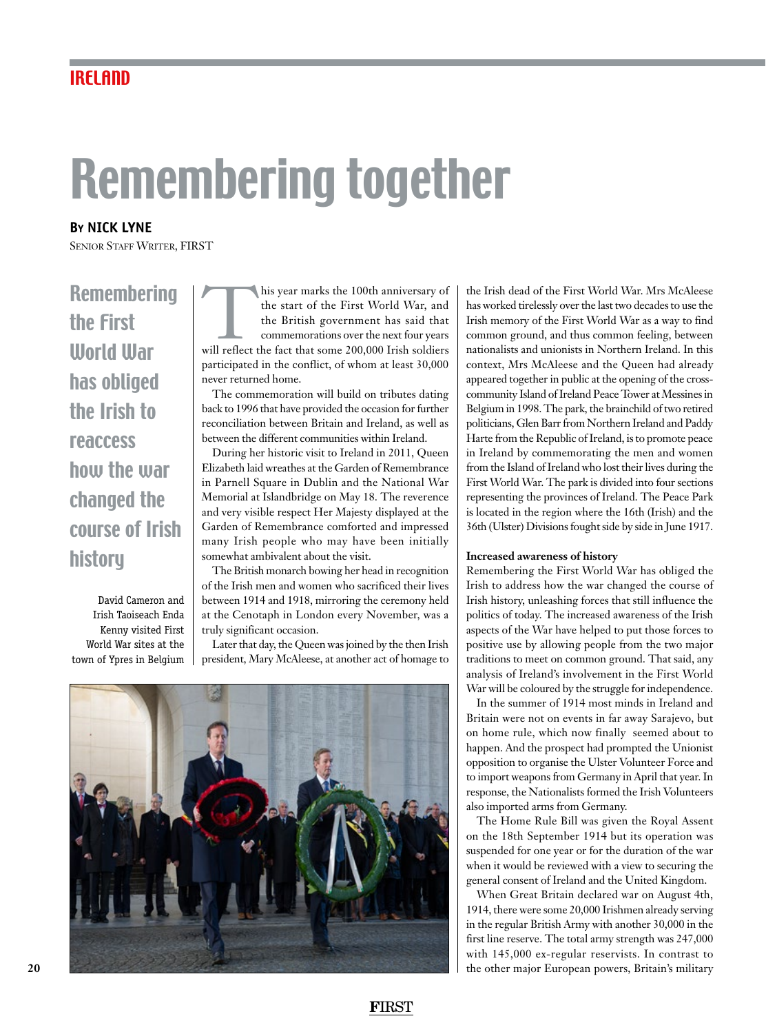# Remembering together

**By NICK LYNE**
Senior Staff Writer, FIRST

**Remembering the First World War has obliged the Irish to reaccess how the war changed the course of Irish history**

This year marks the 100th anniversary of the start of the First World War, and the British government has said that commemorations over the next four years will reflect the fact that some 200,000 Irish soldiers participated in the conflict, of whom at least 30,000 never returned home.

The commemoration will build on tributes dating back to 1996 that have provided the occasion for further reconciliation between Britain and Ireland, as well as between the different communities within Ireland.

During her historic visit to Ireland in 2011, Queen Elizabeth laid wreathes at the Garden of Remembrance in Parnell Square in Dublin and the National War Memorial at Islandbridge on May 18. The reverence and very visible respect Her Majesty displayed at the Garden of Remembrance comforted and impressed many Irish people who may have been initially somewhat ambivalent about the visit.

The British monarch bowing her head in recognition of the Irish men and women who sacrificed their lives between 1914 and 1918, mirroring the ceremony held at the Cenotaph in London every November, was a truly significant occasion.

Later that day, the Queen was joined by the then Irish president, Mary McAleese, at another act of homage to the Irish dead of the First World War. Mrs McAleese has worked tirelessly over the last two decades to use the Irish memory of the First World War as a way to find common ground, and thus common feeling, between nationalists and unionists in Northern Ireland. In this context, Mrs McAleese and the Queen had already appeared together in public at the opening of the cross-community Island of Ireland Peace Tower at Messines in Belgium in 1998. The park, the brainchild of two retired politicians, Glen Barr from Northern Ireland and Paddy Harte from the Republic of Ireland, is to promote peace in Ireland by commemorating the men and women from the Island of Ireland who lost their lives during the First World War. The park is divided into four sections representing the provinces of Ireland. The Peace Park is located in the region where the 16th (Irish) and the 36th (Ulster) Divisions fought side by side in June 1917.

David Cameron and Irish Taoiseach Enda Kenny visited First World War sites at the town of Ypres in Belgium

### Increased awareness of history

Remembering the First World War has obliged the Irish to address how the war changed the course of Irish history, unleashing forces that still influence the politics of today. The increased awareness of the Irish aspects of the War have helped to put those forces to positive use by allowing people from the two major traditions to meet on common ground. That said, any analysis of Ireland's involvement in the First World War will be coloured by the struggle for independence.

In the summer of 1914 most minds in Ireland and Britain were not on events in far away Sarajevo, but on home rule, which now finally seemed about to happen. And the prospect had prompted the Unionist opposition to organise the Ulster Volunteer Force and to import weapons from Germany in April that year. In response, the Nationalists formed the Irish Volunteers also imported arms from Germany.

The Home Rule Bill was given the Royal Assent on the 18th September 1914 but its operation was suspended for one year or for the duration of the war when it would be reviewed with a view to securing the general consent of Ireland and the United Kingdom.

When Great Britain declared war on August 4th, 1914, there were some 20,000 Irishmen already serving in the regular British Army with another 30,000 in the first line reserve. The total army strength was 247,000 with 145,000 ex-regular reservists. In contrast to the other major European powers, Britain's military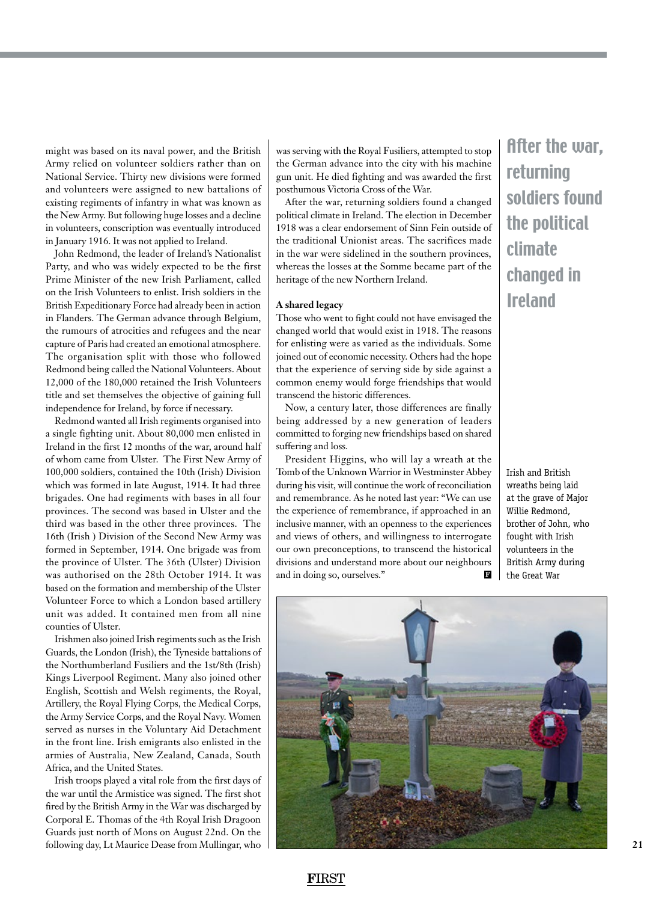might was based on its naval power, and the British Army relied on volunteer soldiers rather than on National Service. Thirty new divisions were formed and volunteers were assigned to new battalions of existing regiments of infantry in what was known as the New Army. But following huge losses and a decline in volunteers, conscription was eventually introduced in January 1916. It was not applied to Ireland.

John Redmond, the leader of Ireland's Nationalist Party, and who was widely expected to be the first Prime Minister of the new Irish Parliament, called on the Irish Volunteers to enlist. Irish soldiers in the British Expeditionary Force had already been in action in Flanders. The German advance through Belgium, the rumours of atrocities and refugees and the near capture of Paris had created an emotional atmosphere. The organisation split with those who followed Redmond being called the National Volunteers. About 12,000 of the 180,000 retained the Irish Volunteers title and set themselves the objective of gaining full independence for Ireland, by force if necessary.

Redmond wanted all Irish regiments organised into a single fighting unit. About 80,000 men enlisted in Ireland in the first 12 months of the war, around half of whom came from Ulster. The First New Army of 100,000 soldiers, contained the 10th (Irish) Division which was formed in late August, 1914. It had three brigades. One had regiments with bases in all four provinces. The second was based in Ulster and the third was based in the other three provinces. The 16th (Irish ) Division of the Second New Army was formed in September, 1914. One brigade was from the province of Ulster. The 36th (Ulster) Division was authorised on the 28th October 1914. It was based on the formation and membership of the Ulster Volunteer Force to which a London based artillery unit was added. It contained men from all nine counties of Ulster.

Irishmen also joined Irish regiments such as the Irish Guards, the London (Irish), the Tyneside battalions of the Northumberland Fusiliers and the 1st/8th (Irish) Kings Liverpool Regiment. Many also joined other English, Scottish and Welsh regiments, the Royal, Artillery, the Royal Flying Corps, the Medical Corps, the Army Service Corps, and the Royal Navy. Women served as nurses in the Voluntary Aid Detachment in the front line. Irish emigrants also enlisted in the armies of Australia, New Zealand, Canada, South Africa, and the United States.

Irish troops played a vital role from the first days of the war until the Armistice was signed. The first shot fired by the British Army in the War was discharged by Corporal E. Thomas of the 4th Royal Irish Dragoon Guards just north of Mons on August 22nd. On the following day, Lt Maurice Dease from Mullingar, who was serving with the Royal Fusiliers, attempted to stop the German advance into the city with his machine gun unit. He died fighting and was awarded the first posthumous Victoria Cross of the War.

After the war, returning soldiers found a changed political climate in Ireland. The election in December 1918 was a clear endorsement of Sinn Fein outside of the traditional Unionist areas. The sacrifices made in the war were sidelined in the southern provinces, whereas the losses at the Somme became part of the heritage of the new Northern Ireland.

**After the war, returning soldiers found the political climate changed in Ireland**

**A shared legacy**

Those who went to fight could not have envisaged the changed world that would exist in 1918. The reasons for enlisting were as varied as the individuals. Some joined out of economic necessity. Others had the hope that the experience of serving side by side against a common enemy would forge friendships that would transcend the historic differences.

Now, a century later, those differences are finally being addressed by a new generation of leaders committed to forging new friendships based on shared suffering and loss.

President Higgins, who will lay a wreath at the Tomb of the Unknown Warrior in Westminster Abbey during his visit, will continue the work of reconciliation and remembrance. As he noted last year: "We can use the experience of remembrance, if approached in an inclusive manner, with an openness to the experiences and views of others, and willingness to interrogate our own preconceptions, to transcend the historical divisions and understand more about our neighbours and in doing so, ourselves."

Irish and British wreaths being laid at the grave of Major Willie Redmond, brother of John, who fought with Irish volunteers in the British Army during the Great War